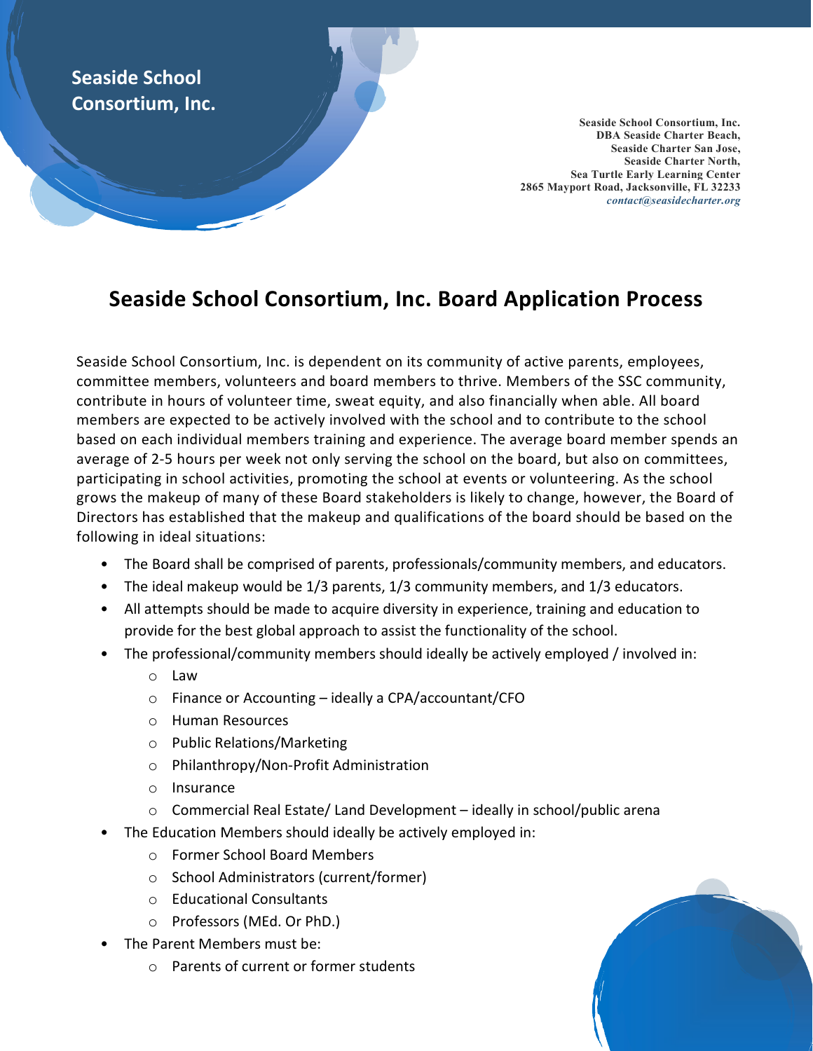**Seaside School Consortium, Inc.**

**Seaside School Consortium, Inc.**
**DBA Seaside Charter Beach,**
**Seaside Charter San Jose,**
**Seaside Charter North,**
**Sea Turtle Early Learning Center**
**2865 Mayport Road, Jacksonville, FL 32233**
***contact@seasidecharter.org***

# Seaside School Consortium, Inc. Board Application Process

Seaside School Consortium, Inc. is dependent on its community of active parents, employees, committee members, volunteers and board members to thrive. Members of the SSC community, contribute in hours of volunteer time, sweat equity, and also financially when able. All board members are expected to be actively involved with the school and to contribute to the school based on each individual members training and experience. The average board member spends an average of 2-5 hours per week not only serving the school on the board, but also on committees, participating in school activities, promoting the school at events or volunteering. As the school grows the makeup of many of these Board stakeholders is likely to change, however, the Board of Directors has established that the makeup and qualifications of the board should be based on the following in ideal situations:

- The Board shall be comprised of parents, professionals/community members, and educators.
- The ideal makeup would be 1/3 parents, 1/3 community members, and 1/3 educators.
- All attempts should be made to acquire diversity in experience, training and education to provide for the best global approach to assist the functionality of the school.
- The professional/community members should ideally be actively employed / involved in:
  - Law
  - Finance or Accounting – ideally a CPA/accountant/CFO
  - Human Resources
  - Public Relations/Marketing
  - Philanthropy/Non-Profit Administration
  - Insurance
  - Commercial Real Estate/ Land Development – ideally in school/public arena
- The Education Members should ideally be actively employed in:
  - Former School Board Members
  - School Administrators (current/former)
  - Educational Consultants
  - Professors (MEd. Or PhD.)
- The Parent Members must be:
  - Parents of current or former students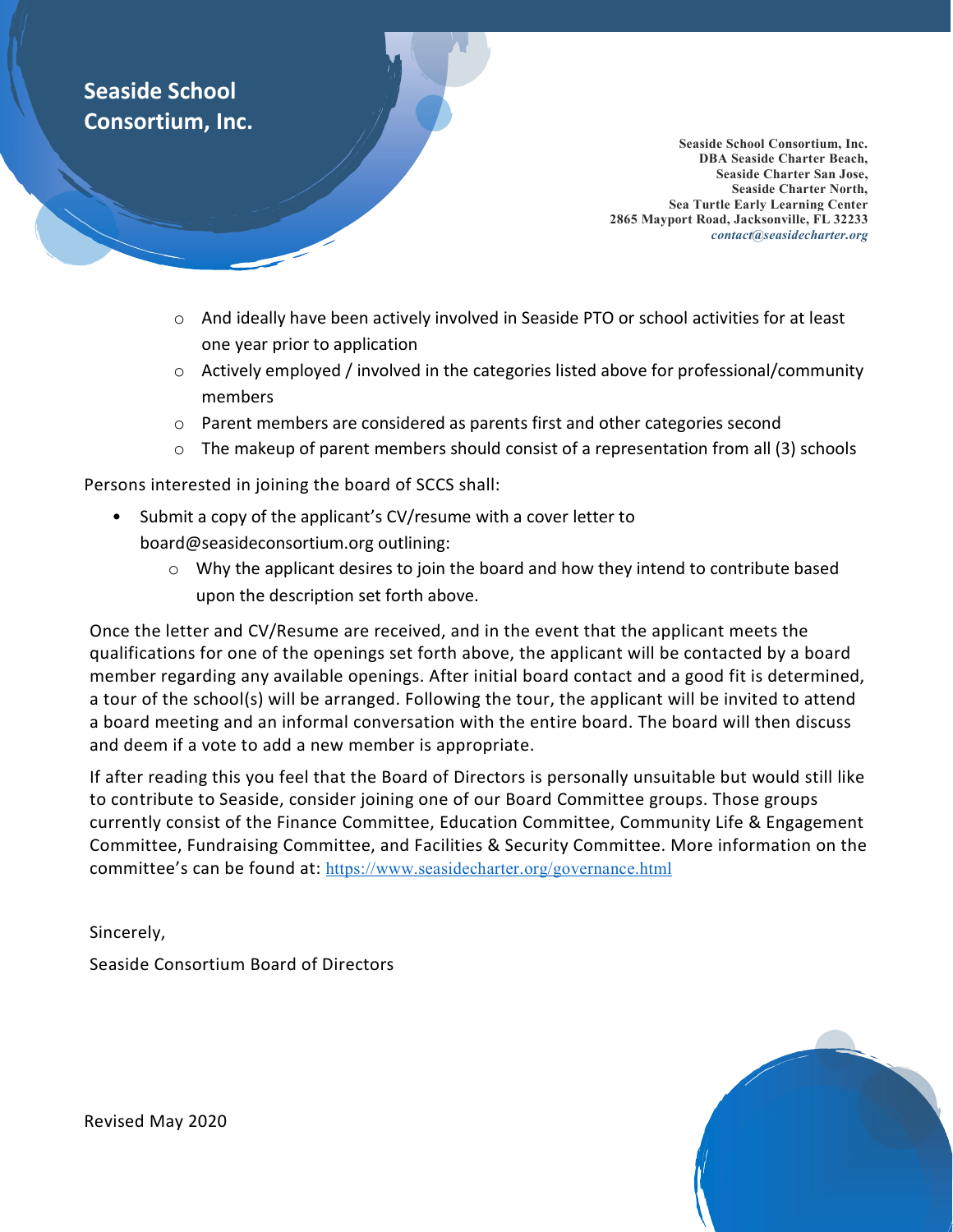**Seaside School Consortium, Inc.**

**Seaside School Consortium, Inc.**
**DBA Seaside Charter Beach,**
**Seaside Charter San Jose,**
**Seaside Charter North,**
**Sea Turtle Early Learning Center**
**2865 Mayport Road, Jacksonville, FL 32233**
***contact@seasidecharter.org***

- And ideally have been actively involved in Seaside PTO or school activities for at least one year prior to application
- Actively employed / involved in the categories listed above for professional/community members
- Parent members are considered as parents first and other categories second
- The makeup of parent members should consist of a representation from all (3) schools

Persons interested in joining the board of SCCS shall:

- Submit a copy of the applicant's CV/resume with a cover letter to board@seasideconsortium.org outlining:
  - Why the applicant desires to join the board and how they intend to contribute based upon the description set forth above.

Once the letter and CV/Resume are received, and in the event that the applicant meets the qualifications for one of the openings set forth above, the applicant will be contacted by a board member regarding any available openings. After initial board contact and a good fit is determined, a tour of the school(s) will be arranged. Following the tour, the applicant will be invited to attend a board meeting and an informal conversation with the entire board. The board will then discuss and deem if a vote to add a new member is appropriate.

If after reading this you feel that the Board of Directors is personally unsuitable but would still like to contribute to Seaside, consider joining one of our Board Committee groups. Those groups currently consist of the Finance Committee, Education Committee, Community Life & Engagement Committee, Fundraising Committee, and Facilities & Security Committee. More information on the committee's can be found at: https://www.seasidecharter.org/governance.html

Sincerely,

Seaside Consortium Board of Directors

Revised May 2020